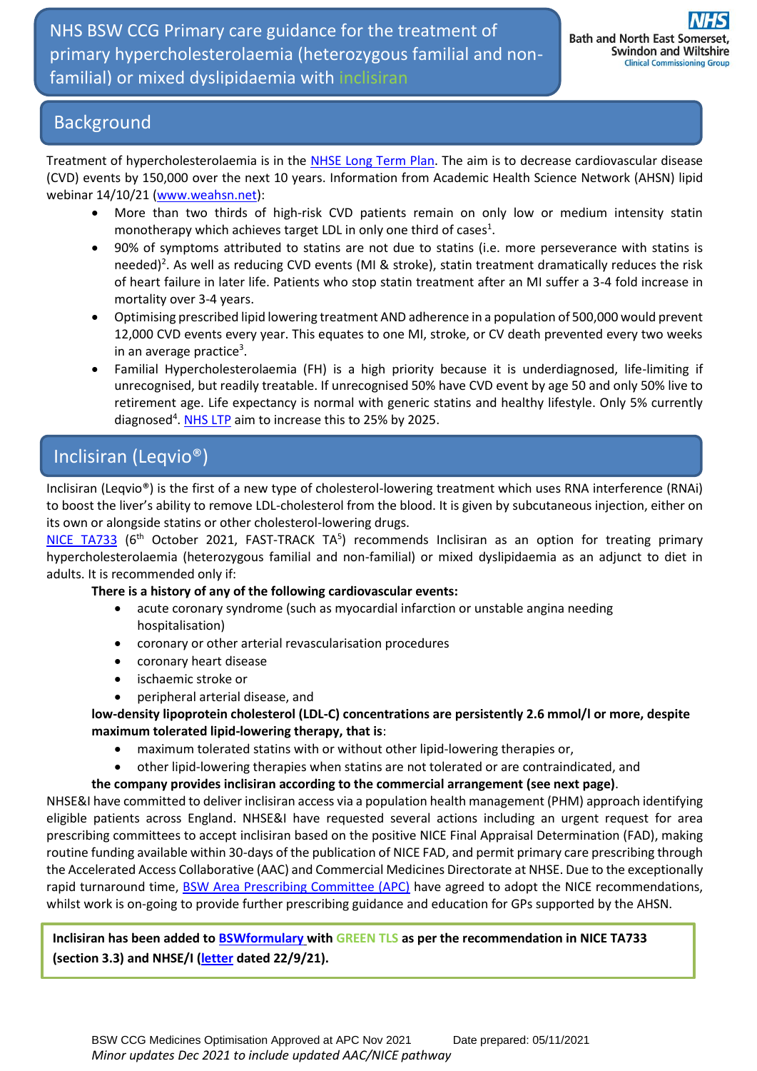# NHS BSW CCG Primary care guidance for the treatment of primary hypercholesterolaemia (heterozygous familial and non-familial) or mixed dyslipidaemia with inclisiran

NHS Bath and North East Somerset, Swindon and Wiltshire Clinical Commissioning Group

## Background

Treatment of hypercholesterolaemia is in the NHSE Long Term Plan. The aim is to decrease cardiovascular disease (CVD) events by 150,000 over the next 10 years. Information from Academic Health Science Network (AHSN) lipid webinar 14/10/21 (www.weahsn.net):

- More than two thirds of high-risk CVD patients remain on only low or medium intensity statin monotherapy which achieves target LDL in only one third of cases[1].
- 90% of symptoms attributed to statins are not due to statins (i.e. more perseverance with statins is needed)[2]. As well as reducing CVD events (MI & stroke), statin treatment dramatically reduces the risk of heart failure in later life. Patients who stop statin treatment after an MI suffer a 3-4 fold increase in mortality over 3-4 years.
- Optimising prescribed lipid lowering treatment AND adherence in a population of 500,000 would prevent 12,000 CVD events every year. This equates to one MI, stroke, or CV death prevented every two weeks in an average practice[3].
- Familial Hypercholesterolaemia (FH) is a high priority because it is underdiagnosed, life-limiting if unrecognised, but readily treatable. If unrecognised 50% have CVD event by age 50 and only 50% live to retirement age. Life expectancy is normal with generic statins and healthy lifestyle. Only 5% currently diagnosed[4]. NHS LTP aim to increase this to 25% by 2025.

## Inclisiran (Leqvio®)

Inclisiran (Leqvio®) is the first of a new type of cholesterol-lowering treatment which uses RNA interference (RNAi) to boost the liver's ability to remove LDL-cholesterol from the blood. It is given by subcutaneous injection, either on its own or alongside statins or other cholesterol-lowering drugs.

NICE TA733 (6th October 2021, FAST-TRACK TA[5]) recommends Inclisiran as an option for treating primary hypercholesterolaemia (heterozygous familial and non-familial) or mixed dyslipidaemia as an adjunct to diet in adults. It is recommended only if:

**There is a history of any of the following cardiovascular events:**

- acute coronary syndrome (such as myocardial infarction or unstable angina needing hospitalisation)
- coronary or other arterial revascularisation procedures
- coronary heart disease
- ischaemic stroke or
- peripheral arterial disease, and

**low-density lipoprotein cholesterol (LDL-C) concentrations are persistently 2.6 mmol/l or more, despite maximum tolerated lipid-lowering therapy, that is**:

- maximum tolerated statins with or without other lipid-lowering therapies or,
- other lipid-lowering therapies when statins are not tolerated or are contraindicated, and

**the company provides inclisiran according to the commercial arrangement (see next page)**.

NHSE&I have committed to deliver inclisiran access via a population health management (PHM) approach identifying eligible patients across England. NHSE&I have requested several actions including an urgent request for area prescribing committees to accept inclisiran based on the positive NICE Final Appraisal Determination (FAD), making routine funding available within 30-days of the publication of NICE FAD, and permit primary care prescribing through the Accelerated Access Collaborative (AAC) and Commercial Medicines Directorate at NHSE. Due to the exceptionally rapid turnaround time, BSW Area Prescribing Committee (APC) have agreed to adopt the NICE recommendations, whilst work is on-going to provide further prescribing guidance and education for GPs supported by the AHSN.

**Inclisiran has been added to BSWformulary with GREEN TLS as per the recommendation in NICE TA733 (section 3.3) and NHSE/I (letter dated 22/9/21).**

BSW CCG Medicines Optimisation Approved at APC Nov 2021 Date prepared: 05/11/2021

*Minor updates Dec 2021 to include updated AAC/NICE pathway*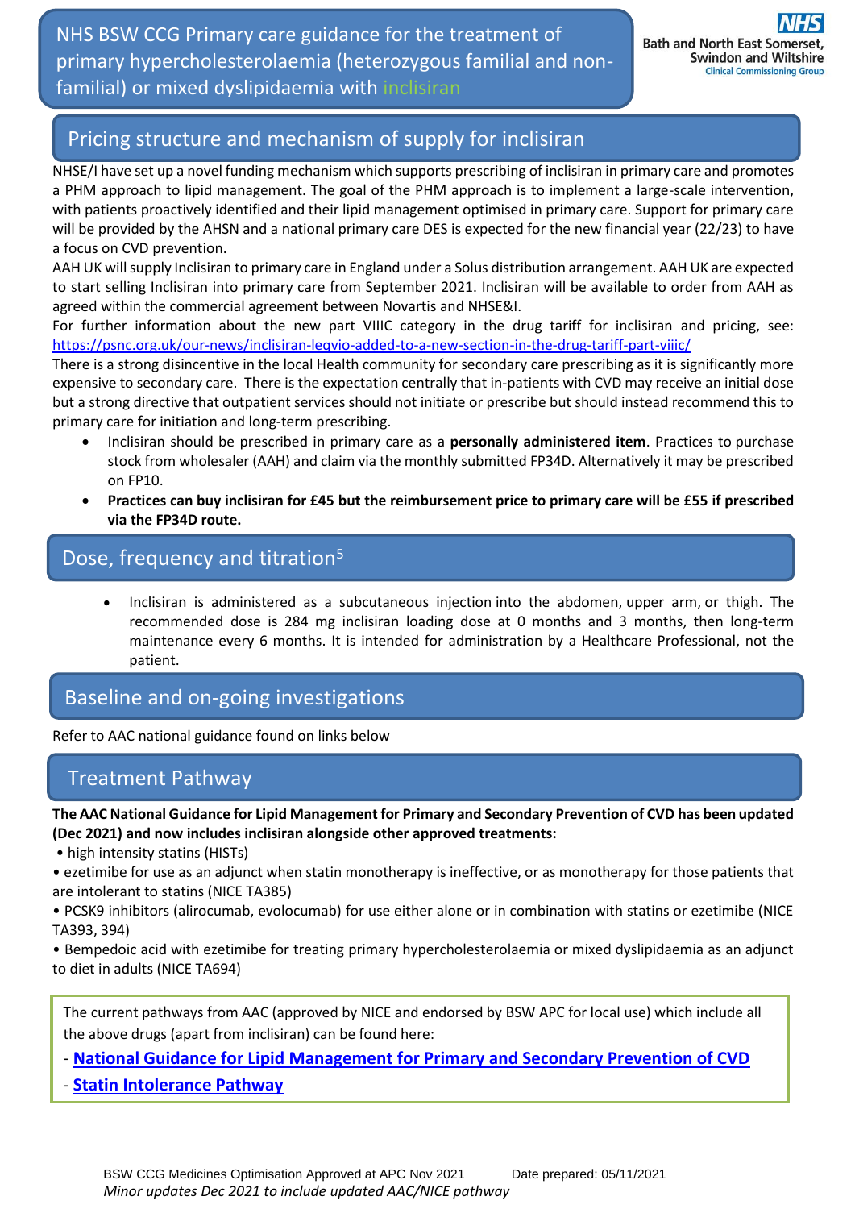# NHS BSW CCG Primary care guidance for the treatment of primary hypercholesterolaemia (heterozygous familial and non-familial) or mixed dyslipidaemia with inclisiran

## Pricing structure and mechanism of supply for inclisiran

NHSE/I have set up a novel funding mechanism which supports prescribing of inclisiran in primary care and promotes a PHM approach to lipid management. The goal of the PHM approach is to implement a large-scale intervention, with patients proactively identified and their lipid management optimised in primary care. Support for primary care will be provided by the AHSN and a national primary care DES is expected for the new financial year (22/23) to have a focus on CVD prevention.

AAH UK will supply Inclisiran to primary care in England under a Solus distribution arrangement. AAH UK are expected to start selling Inclisiran into primary care from September 2021. Inclisiran will be available to order from AAH as agreed within the commercial agreement between Novartis and NHSE&I.

For further information about the new part VIIIC category in the drug tariff for inclisiran and pricing, see: https://psnc.org.uk/our-news/inclisiran-leqvio-added-to-a-new-section-in-the-drug-tariff-part-viiic/

There is a strong disincentive in the local Health community for secondary care prescribing as it is significantly more expensive to secondary care. There is the expectation centrally that in-patients with CVD may receive an initial dose but a strong directive that outpatient services should not initiate or prescribe but should instead recommend this to primary care for initiation and long-term prescribing.

- Inclisiran should be prescribed in primary care as a **personally administered item**. Practices to purchase stock from wholesaler (AAH) and claim via the monthly submitted FP34D. Alternatively it may be prescribed on FP10.
- **Practices can buy inclisiran for £45 but the reimbursement price to primary care will be £55 if prescribed via the FP34D route.**

## Dose, frequency and titration[5]

- Inclisiran is administered as a subcutaneous injection into the abdomen, upper arm, or thigh. The recommended dose is 284 mg inclisiran loading dose at 0 months and 3 months, then long-term maintenance every 6 months. It is intended for administration by a Healthcare Professional, not the patient.

## Baseline and on-going investigations

Refer to AAC national guidance found on links below

## Treatment Pathway

**The AAC National Guidance for Lipid Management for Primary and Secondary Prevention of CVD has been updated (Dec 2021) and now includes inclisiran alongside other approved treatments:**

- high intensity statins (HISTs)
- ezetimibe for use as an adjunct when statin monotherapy is ineffective, or as monotherapy for those patients that are intolerant to statins (NICE TA385)
- PCSK9 inhibitors (alirocumab, evolocumab) for use either alone or in combination with statins or ezetimibe (NICE TA393, 394)
- Bempedoic acid with ezetimibe for treating primary hypercholesterolaemia or mixed dyslipidaemia as an adjunct to diet in adults (NICE TA694)

The current pathways from AAC (approved by NICE and endorsed by BSW APC for local use) which include all the above drugs (apart from inclisiran) can be found here:

- **National Guidance for Lipid Management for Primary and Secondary Prevention of CVD**
- **Statin Intolerance Pathway**

BSW CCG Medicines Optimisation Approved at APC Nov 2021 Date prepared: 05/11/2021

*Minor updates Dec 2021 to include updated AAC/NICE pathway*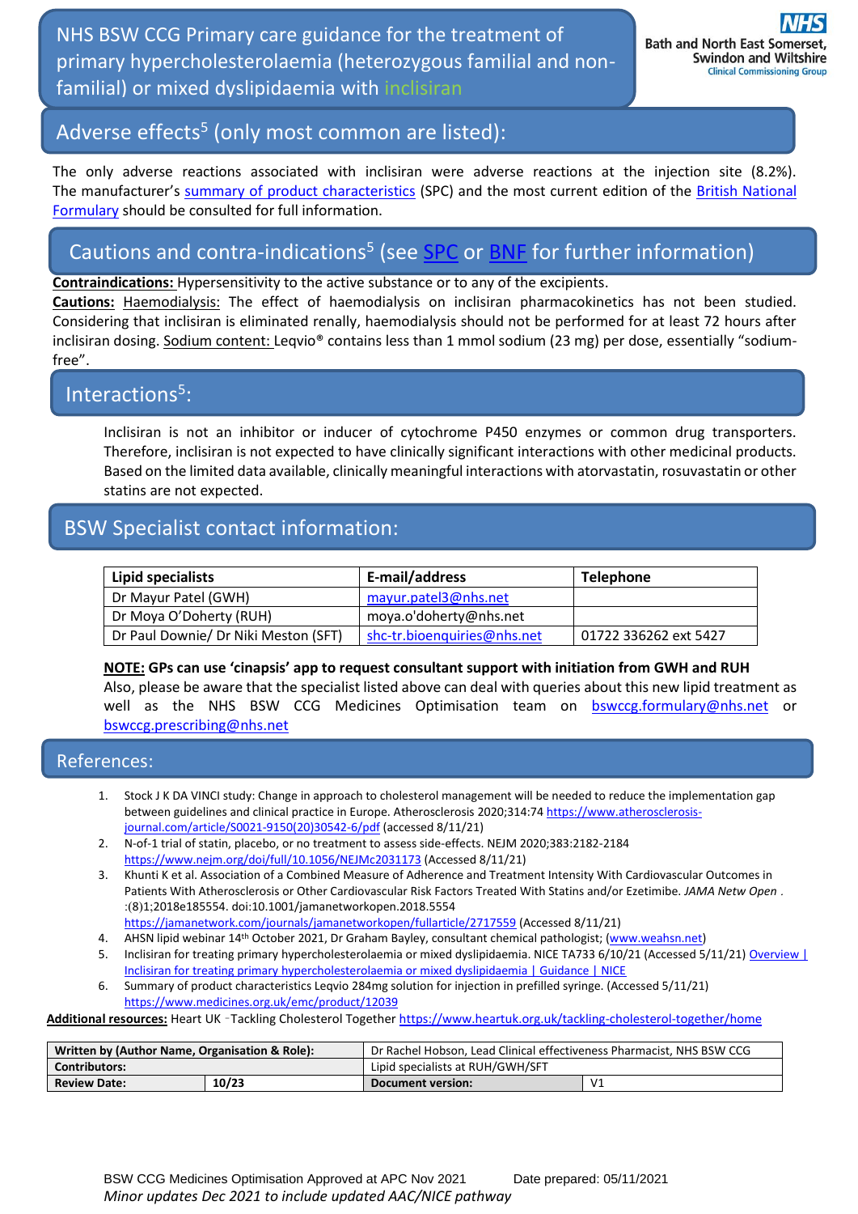# NHS BSW CCG Primary care guidance for the treatment of primary hypercholesterolaemia (heterozygous familial and non-familial) or mixed dyslipidaemia with inclisiran

Bath and North East Somerset, Swindon and Wiltshire
Clinical Commissioning Group

## Adverse effects[5] (only most common are listed):

The only adverse reactions associated with inclisiran were adverse reactions at the injection site (8.2%). The manufacturer's summary of product characteristics (SPC) and the most current edition of the British National Formulary should be consulted for full information.

## Cautions and contra-indications[5] (see SPC or BNF for further information)

**Contraindications:** Hypersensitivity to the active substance or to any of the excipients.
**Cautions:** Haemodialysis: The effect of haemodialysis on inclisiran pharmacokinetics has not been studied. Considering that inclisiran is eliminated renally, haemodialysis should not be performed for at least 72 hours after inclisiran dosing. Sodium content: Leqvio® contains less than 1 mmol sodium (23 mg) per dose, essentially "sodium-free".

## Interactions[5]:

Inclisiran is not an inhibitor or inducer of cytochrome P450 enzymes or common drug transporters. Therefore, inclisiran is not expected to have clinically significant interactions with other medicinal products. Based on the limited data available, clinically meaningful interactions with atorvastatin, rosuvastatin or other statins are not expected.

## BSW Specialist contact information:

| Lipid specialists | E-mail/address | Telephone |
|---|---|---|
| Dr Mayur Patel (GWH) | mayur.patel3@nhs.net | |
| Dr Moya O'Doherty (RUH) | moya.o'doherty@nhs.net | |
| Dr Paul Downie/ Dr Niki Meston (SFT) | shc-tr.bioenquiries@nhs.net | 01722 336262 ext 5427 |

**NOTE: GPs can use 'cinapsis' app to request consultant support with initiation from GWH and RUH**
Also, please be aware that the specialist listed above can deal with queries about this new lipid treatment as well as the NHS BSW CCG Medicines Optimisation team on bswccg.formulary@nhs.net or bswccg.prescribing@nhs.net

## References:

1. Stock J K DA VINCI study: Change in approach to cholesterol management will be needed to reduce the implementation gap between guidelines and clinical practice in Europe. Atherosclerosis 2020;314:74 https://www.atherosclerosis-journal.com/article/S0021-9150(20)30542-6/pdf (accessed 8/11/21)
2. N-of-1 trial of statin, placebo, or no treatment to assess side-effects. NEJM 2020;383:2182-2184 https://www.nejm.org/doi/full/10.1056/NEJMc2031173 (Accessed 8/11/21)
3. Khunti K et al. Association of a Combined Measure of Adherence and Treatment Intensity With Cardiovascular Outcomes in Patients With Atherosclerosis or Other Cardiovascular Risk Factors Treated With Statins and/or Ezetimibe. *JAMA Netw Open* . :(8)1;2018e185554. doi:10.1001/jamanetworkopen.2018.5554 https://jamanetwork.com/journals/jamanetworkopen/fullarticle/2717559 (Accessed 8/11/21)
4. AHSN lipid webinar 14th October 2021, Dr Graham Bayley, consultant chemical pathologist; (www.weahsn.net)
5. Inclisiran for treating primary hypercholesterolaemia or mixed dyslipidaemia. NICE TA733 6/10/21 (Accessed 5/11/21) Overview | Inclisiran for treating primary hypercholesterolaemia or mixed dyslipidaemia | Guidance | NICE
6. Summary of product characteristics Leqvio 284mg solution for injection in prefilled syringe. (Accessed 5/11/21) https://www.medicines.org.uk/emc/product/12039

**Additional resources:** Heart UK - Tackling Cholesterol Together https://www.heartuk.org.uk/tackling-cholesterol-together/home

| | | | |
|---|---|---|---|
| **Written by (Author Name, Organisation & Role):** | | Dr Rachel Hobson, Lead Clinical effectiveness Pharmacist, NHS BSW CCG | |
| **Contributors:** | | Lipid specialists at RUH/GWH/SFT | |
| **Review Date:** | **10/23** | **Document version:** | V1 |

BSW CCG Medicines Optimisation Approved at APC Nov 2021 Date prepared: 05/11/2021
*Minor updates Dec 2021 to include updated AAC/NICE pathway*